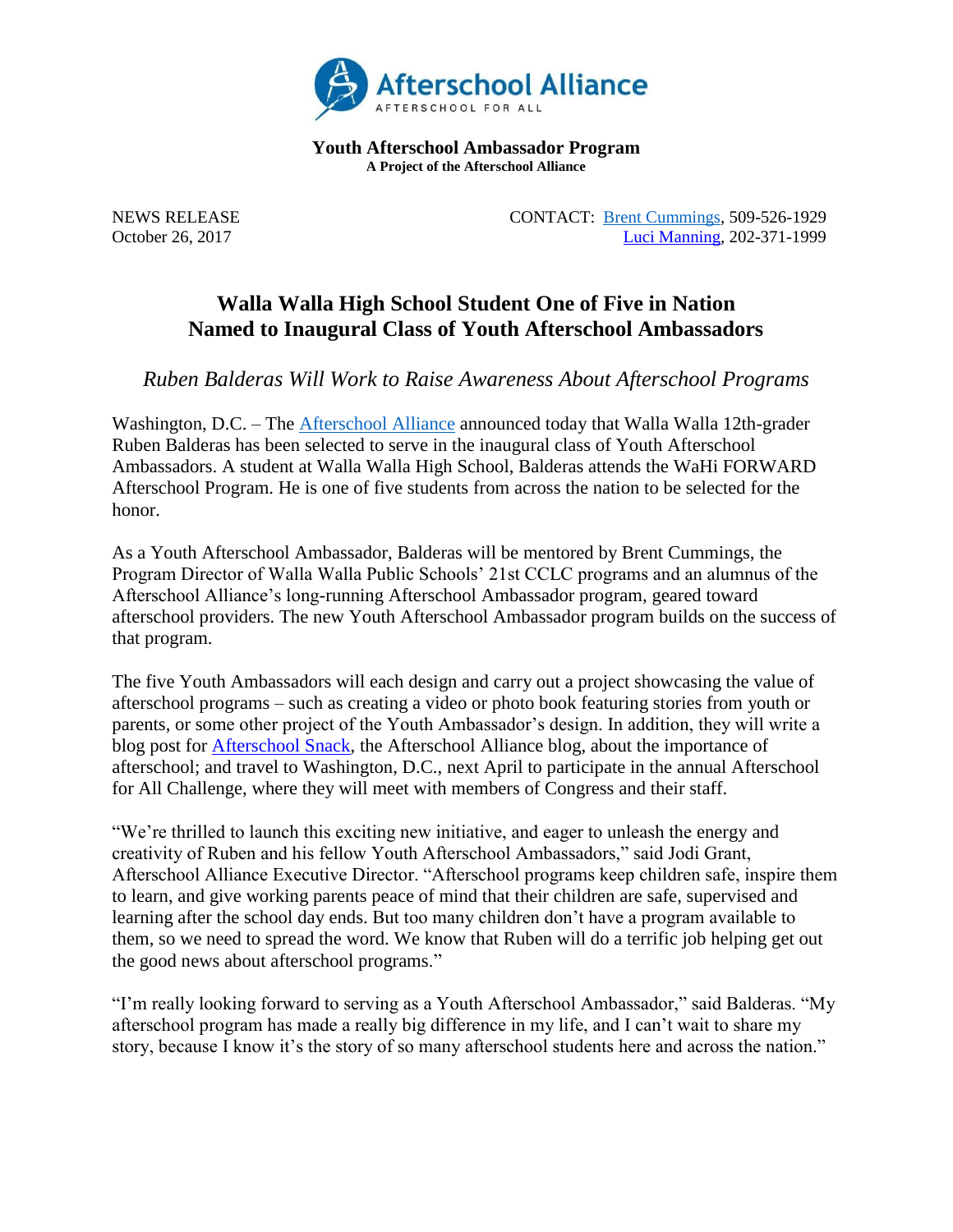Afterschool Alliance
AFTERSCHOOL FOR ALL

**Youth Afterschool Ambassador Program**
**A Project of the Afterschool Alliance**

NEWS RELEASE
October 26, 2017

CONTACT: Brent Cummings, 509-526-1929
Luci Manning, 202-371-1999

# Walla Walla High School Student One of Five in Nation Named to Inaugural Class of Youth Afterschool Ambassadors

*Ruben Balderas Will Work to Raise Awareness About Afterschool Programs*

Washington, D.C. – The Afterschool Alliance announced today that Walla Walla 12th-grader Ruben Balderas has been selected to serve in the inaugural class of Youth Afterschool Ambassadors. A student at Walla Walla High School, Balderas attends the WaHi FORWARD Afterschool Program. He is one of five students from across the nation to be selected for the honor.

As a Youth Afterschool Ambassador, Balderas will be mentored by Brent Cummings, the Program Director of Walla Walla Public Schools' 21st CCLC programs and an alumnus of the Afterschool Alliance's long-running Afterschool Ambassador program, geared toward afterschool providers. The new Youth Afterschool Ambassador program builds on the success of that program.

The five Youth Ambassadors will each design and carry out a project showcasing the value of afterschool programs – such as creating a video or photo book featuring stories from youth or parents, or some other project of the Youth Ambassador's design. In addition, they will write a blog post for Afterschool Snack, the Afterschool Alliance blog, about the importance of afterschool; and travel to Washington, D.C., next April to participate in the annual Afterschool for All Challenge, where they will meet with members of Congress and their staff.

"We're thrilled to launch this exciting new initiative, and eager to unleash the energy and creativity of Ruben and his fellow Youth Afterschool Ambassadors," said Jodi Grant, Afterschool Alliance Executive Director. "Afterschool programs keep children safe, inspire them to learn, and give working parents peace of mind that their children are safe, supervised and learning after the school day ends. But too many children don't have a program available to them, so we need to spread the word. We know that Ruben will do a terrific job helping get out the good news about afterschool programs."

"I'm really looking forward to serving as a Youth Afterschool Ambassador," said Balderas. "My afterschool program has made a really big difference in my life, and I can't wait to share my story, because I know it's the story of so many afterschool students here and across the nation."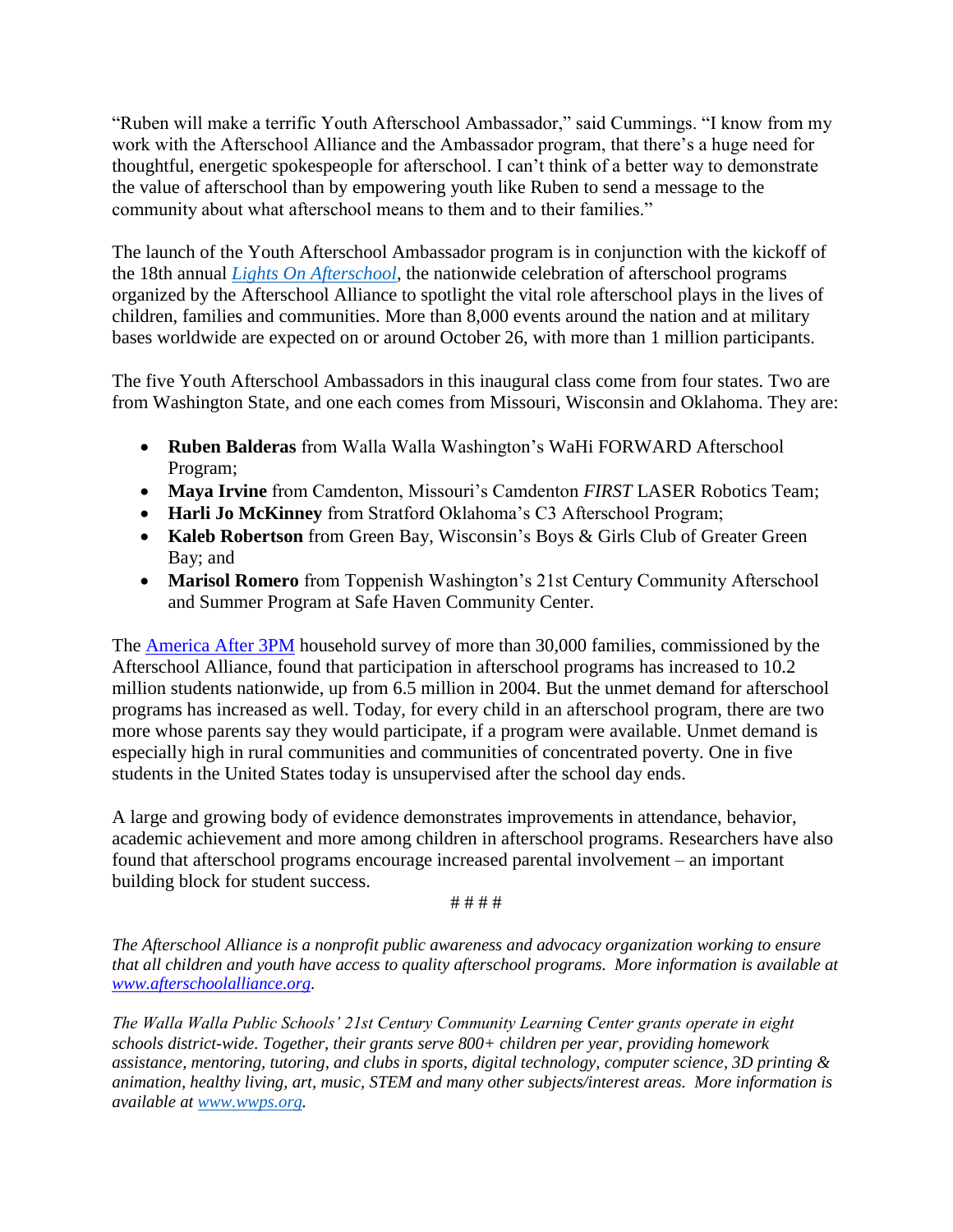"Ruben will make a terrific Youth Afterschool Ambassador," said Cummings. "I know from my work with the Afterschool Alliance and the Ambassador program, that there's a huge need for thoughtful, energetic spokespeople for afterschool. I can't think of a better way to demonstrate the value of afterschool than by empowering youth like Ruben to send a message to the community about what afterschool means to them and to their families."

The launch of the Youth Afterschool Ambassador program is in conjunction with the kickoff of the 18th annual *Lights On Afterschool*, the nationwide celebration of afterschool programs organized by the Afterschool Alliance to spotlight the vital role afterschool plays in the lives of children, families and communities. More than 8,000 events around the nation and at military bases worldwide are expected on or around October 26, with more than 1 million participants.

The five Youth Afterschool Ambassadors in this inaugural class come from four states. Two are from Washington State, and one each comes from Missouri, Wisconsin and Oklahoma. They are:

- **Ruben Balderas** from Walla Walla Washington's WaHi FORWARD Afterschool Program;
- **Maya Irvine** from Camdenton, Missouri's Camdenton *FIRST* LASER Robotics Team;
- **Harli Jo McKinney** from Stratford Oklahoma's C3 Afterschool Program;
- **Kaleb Robertson** from Green Bay, Wisconsin's Boys & Girls Club of Greater Green Bay; and
- **Marisol Romero** from Toppenish Washington's 21st Century Community Afterschool and Summer Program at Safe Haven Community Center.

The America After 3PM household survey of more than 30,000 families, commissioned by the Afterschool Alliance, found that participation in afterschool programs has increased to 10.2 million students nationwide, up from 6.5 million in 2004. But the unmet demand for afterschool programs has increased as well. Today, for every child in an afterschool program, there are two more whose parents say they would participate, if a program were available. Unmet demand is especially high in rural communities and communities of concentrated poverty. One in five students in the United States today is unsupervised after the school day ends.

A large and growing body of evidence demonstrates improvements in attendance, behavior, academic achievement and more among children in afterschool programs. Researchers have also found that afterschool programs encourage increased parental involvement – an important building block for student success.

# # # #

*The Afterschool Alliance is a nonprofit public awareness and advocacy organization working to ensure that all children and youth have access to quality afterschool programs. More information is available at www.afterschoolalliance.org.*

*The Walla Walla Public Schools' 21st Century Community Learning Center grants operate in eight schools district-wide. Together, their grants serve 800+ children per year, providing homework assistance, mentoring, tutoring, and clubs in sports, digital technology, computer science, 3D printing & animation, healthy living, art, music, STEM and many other subjects/interest areas. More information is available at www.wwps.org.*